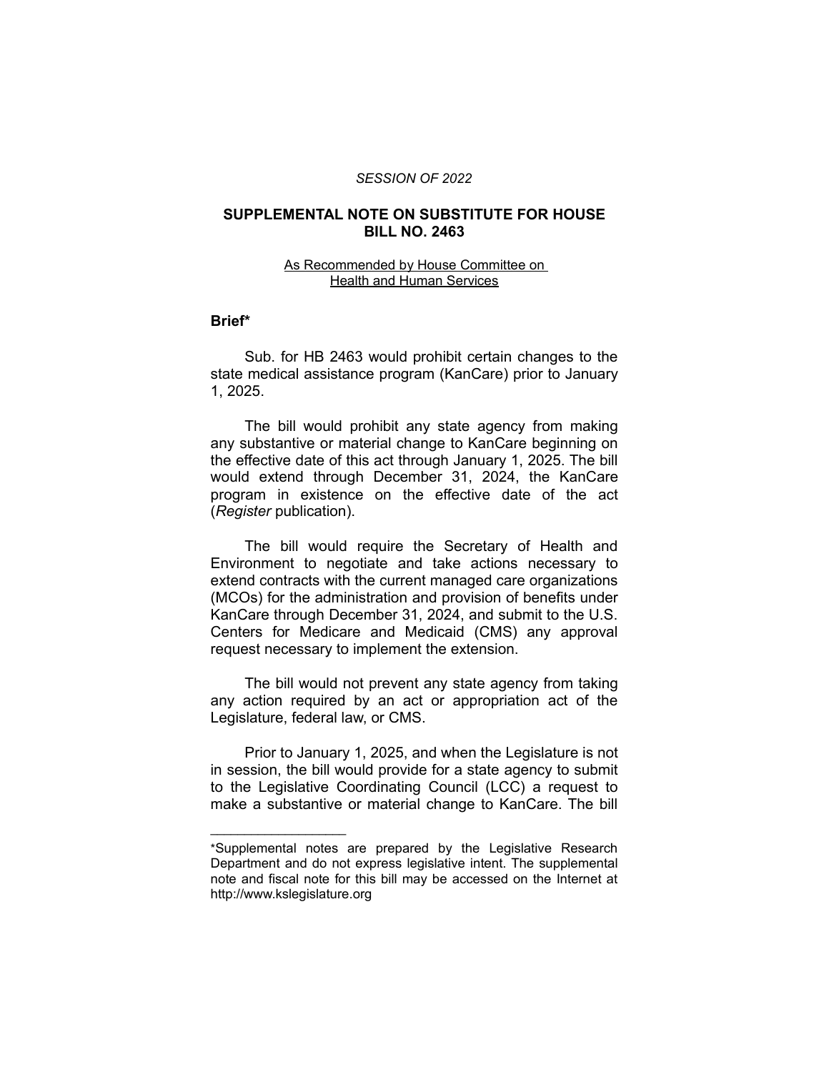*SESSION OF 2022*

# SUPPLEMENTAL NOTE ON SUBSTITUTE FOR HOUSE BILL NO. 2463

As Recommended by House Committee on Health and Human Services

## Brief*

Sub. for HB 2463 would prohibit certain changes to the state medical assistance program (KanCare) prior to January 1, 2025.

The bill would prohibit any state agency from making any substantive or material change to KanCare beginning on the effective date of this act through January 1, 2025. The bill would extend through December 31, 2024, the KanCare program in existence on the effective date of the act (*Register* publication).

The bill would require the Secretary of Health and Environment to negotiate and take actions necessary to extend contracts with the current managed care organizations (MCOs) for the administration and provision of benefits under KanCare through December 31, 2024, and submit to the U.S. Centers for Medicare and Medicaid (CMS) any approval request necessary to implement the extension.

The bill would not prevent any state agency from taking any action required by an act or appropriation act of the Legislature, federal law, or CMS.

Prior to January 1, 2025, and when the Legislature is not in session, the bill would provide for a state agency to submit to the Legislative Coordinating Council (LCC) a request to make a substantive or material change to KanCare. The bill

---

*Supplemental notes are prepared by the Legislative Research Department and do not express legislative intent. The supplemental note and fiscal note for this bill may be accessed on the Internet at http://www.kslegislature.org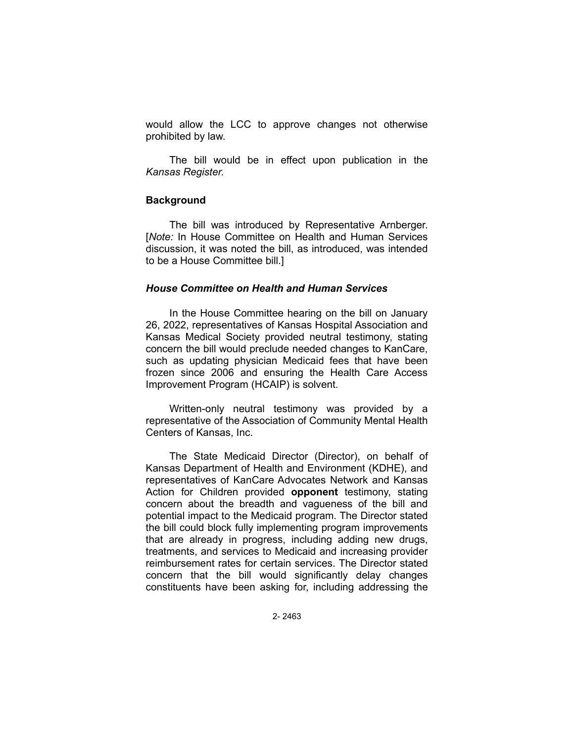would allow the LCC to approve changes not otherwise prohibited by law.

The bill would be in effect upon publication in the *Kansas Register.*

## Background

The bill was introduced by Representative Arnberger. [*Note:* In House Committee on Health and Human Services discussion, it was noted the bill, as introduced, was intended to be a House Committee bill.]

### *House Committee on Health and Human Services*

In the House Committee hearing on the bill on January 26, 2022, representatives of Kansas Hospital Association and Kansas Medical Society provided neutral testimony, stating concern the bill would preclude needed changes to KanCare, such as updating physician Medicaid fees that have been frozen since 2006 and ensuring the Health Care Access Improvement Program (HCAIP) is solvent.

Written-only neutral testimony was provided by a representative of the Association of Community Mental Health Centers of Kansas, Inc.

The State Medicaid Director (Director), on behalf of Kansas Department of Health and Environment (KDHE), and representatives of KanCare Advocates Network and Kansas Action for Children provided **opponent** testimony, stating concern about the breadth and vagueness of the bill and potential impact to the Medicaid program. The Director stated the bill could block fully implementing program improvements that are already in progress, including adding new drugs, treatments, and services to Medicaid and increasing provider reimbursement rates for certain services. The Director stated concern that the bill would significantly delay changes constituents have been asking for, including addressing the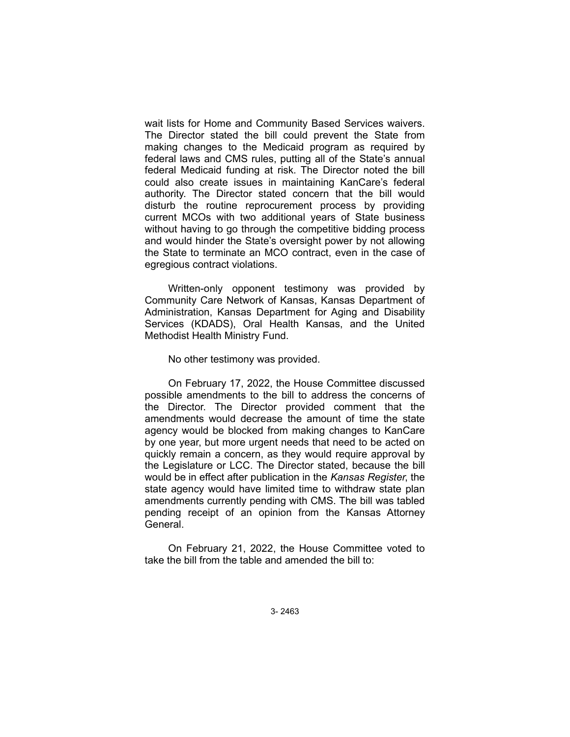wait lists for Home and Community Based Services waivers. The Director stated the bill could prevent the State from making changes to the Medicaid program as required by federal laws and CMS rules, putting all of the State's annual federal Medicaid funding at risk. The Director noted the bill could also create issues in maintaining KanCare's federal authority. The Director stated concern that the bill would disturb the routine reprocurement process by providing current MCOs with two additional years of State business without having to go through the competitive bidding process and would hinder the State's oversight power by not allowing the State to terminate an MCO contract, even in the case of egregious contract violations.

Written-only opponent testimony was provided by Community Care Network of Kansas, Kansas Department of Administration, Kansas Department for Aging and Disability Services (KDADS), Oral Health Kansas, and the United Methodist Health Ministry Fund.

No other testimony was provided.

On February 17, 2022, the House Committee discussed possible amendments to the bill to address the concerns of the Director. The Director provided comment that the amendments would decrease the amount of time the state agency would be blocked from making changes to KanCare by one year, but more urgent needs that need to be acted on quickly remain a concern, as they would require approval by the Legislature or LCC. The Director stated, because the bill would be in effect after publication in the *Kansas Register*, the state agency would have limited time to withdraw state plan amendments currently pending with CMS. The bill was tabled pending receipt of an opinion from the Kansas Attorney General.

On February 21, 2022, the House Committee voted to take the bill from the table and amended the bill to: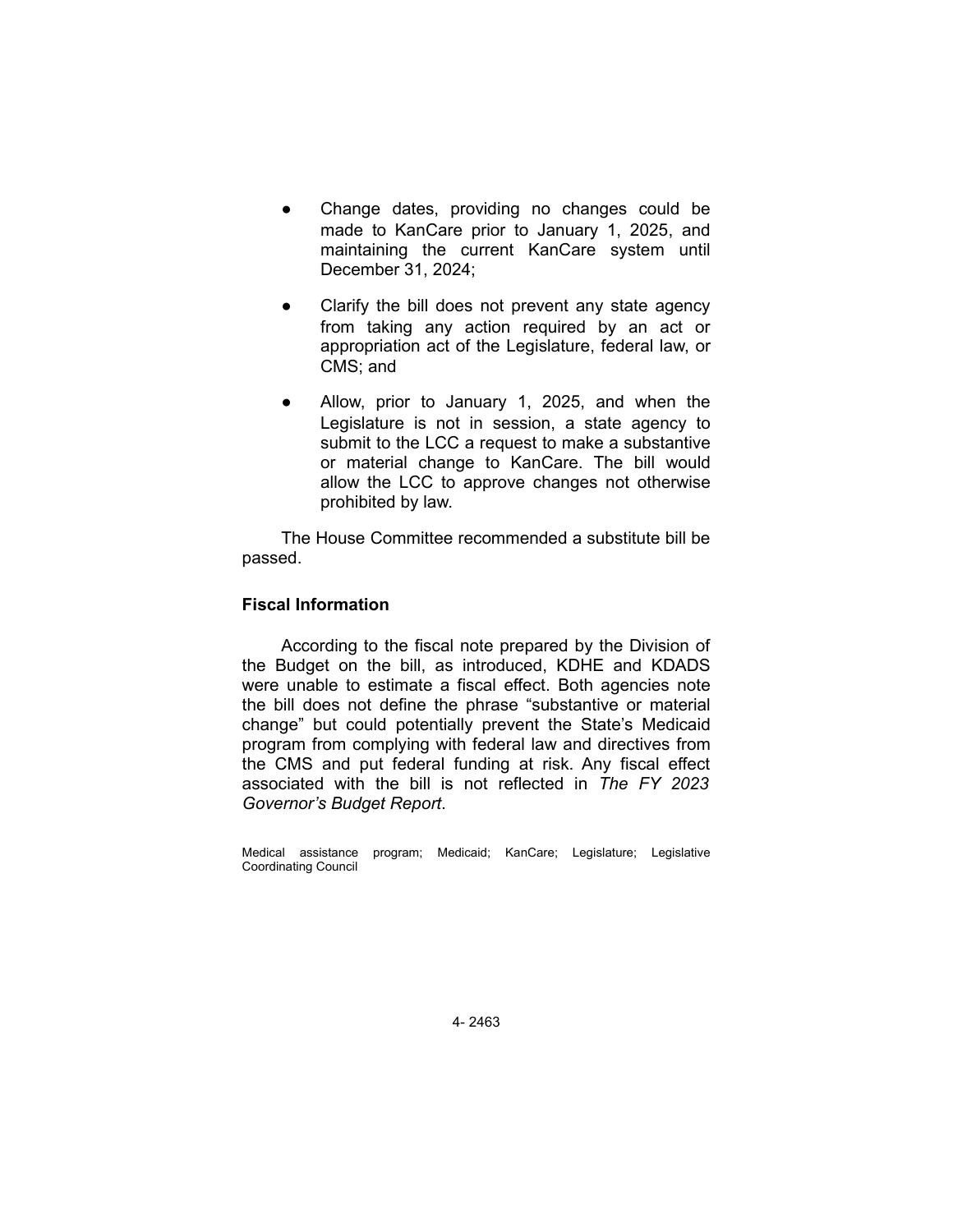- Change dates, providing no changes could be made to KanCare prior to January 1, 2025, and maintaining the current KanCare system until December 31, 2024;
- Clarify the bill does not prevent any state agency from taking any action required by an act or appropriation act of the Legislature, federal law, or CMS; and
- Allow, prior to January 1, 2025, and when the Legislature is not in session, a state agency to submit to the LCC a request to make a substantive or material change to KanCare. The bill would allow the LCC to approve changes not otherwise prohibited by law.

The House Committee recommended a substitute bill be passed.

### Fiscal Information

According to the fiscal note prepared by the Division of the Budget on the bill, as introduced, KDHE and KDADS were unable to estimate a fiscal effect. Both agencies note the bill does not define the phrase "substantive or material change" but could potentially prevent the State's Medicaid program from complying with federal law and directives from the CMS and put federal funding at risk. Any fiscal effect associated with the bill is not reflected in *The FY 2023 Governor's Budget Report*.

Medical assistance program; Medicaid; KanCare; Legislature; Legislative Coordinating Council